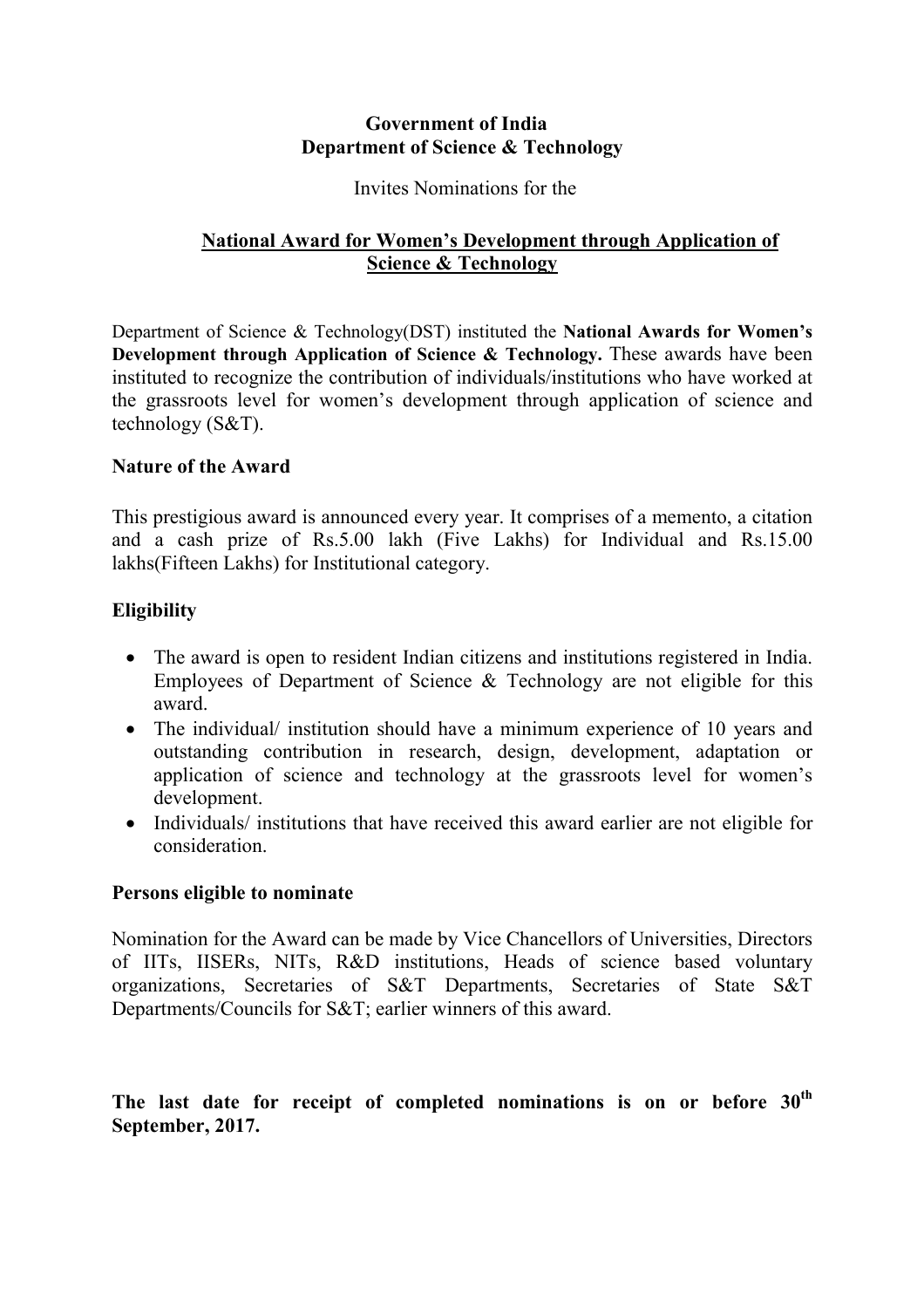**Government of India**
**Department of Science & Technology**

Invites Nominations for the

## National Award for Women's Development through Application of Science & Technology

Department of Science & Technology(DST) instituted the **National Awards for Women's Development through Application of Science & Technology.** These awards have been instituted to recognize the contribution of individuals/institutions who have worked at the grassroots level for women's development through application of science and technology (S&T).

### Nature of the Award

This prestigious award is announced every year. It comprises of a memento, a citation and a cash prize of Rs.5.00 lakh (Five Lakhs) for Individual and Rs.15.00 lakhs(Fifteen Lakhs) for Institutional category.

### Eligibility

- The award is open to resident Indian citizens and institutions registered in India. Employees of Department of Science & Technology are not eligible for this award.
- The individual/ institution should have a minimum experience of 10 years and outstanding contribution in research, design, development, adaptation or application of science and technology at the grassroots level for women's development.
- Individuals/ institutions that have received this award earlier are not eligible for consideration.

### Persons eligible to nominate

Nomination for the Award can be made by Vice Chancellors of Universities, Directors of IITs, IISERs, NITs, R&D institutions, Heads of science based voluntary organizations, Secretaries of S&T Departments, Secretaries of State S&T Departments/Councils for S&T; earlier winners of this award.

**The last date for receipt of completed nominations is on or before 30th September, 2017.**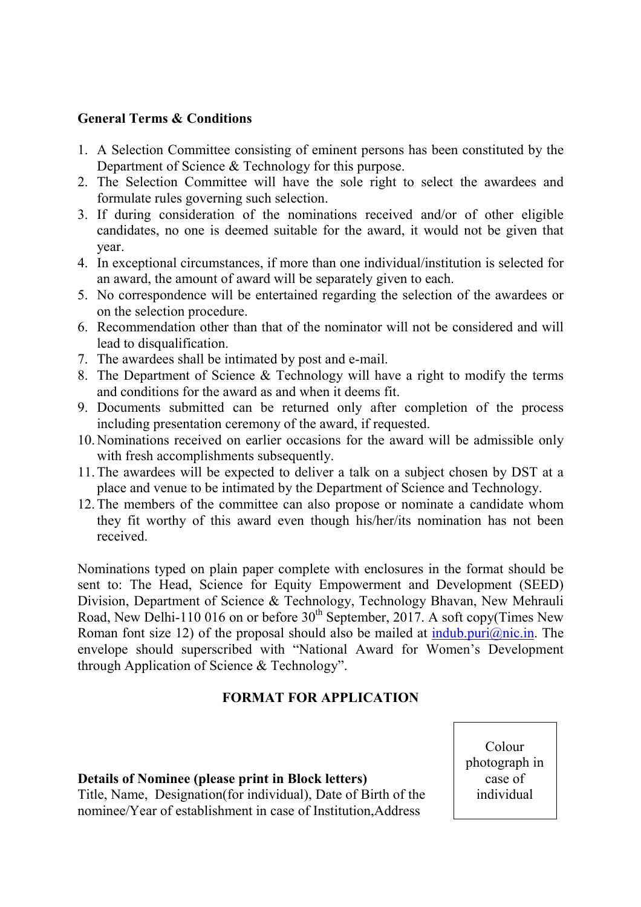**General Terms & Conditions**

1. A Selection Committee consisting of eminent persons has been constituted by the Department of Science & Technology for this purpose.
2. The Selection Committee will have the sole right to select the awardees and formulate rules governing such selection.
3. If during consideration of the nominations received and/or of other eligible candidates, no one is deemed suitable for the award, it would not be given that year.
4. In exceptional circumstances, if more than one individual/institution is selected for an award, the amount of award will be separately given to each.
5. No correspondence will be entertained regarding the selection of the awardees or on the selection procedure.
6. Recommendation other than that of the nominator will not be considered and will lead to disqualification.
7. The awardees shall be intimated by post and e-mail.
8. The Department of Science & Technology will have a right to modify the terms and conditions for the award as and when it deems fit.
9. Documents submitted can be returned only after completion of the process including presentation ceremony of the award, if requested.
10. Nominations received on earlier occasions for the award will be admissible only with fresh accomplishments subsequently.
11. The awardees will be expected to deliver a talk on a subject chosen by DST at a place and venue to be intimated by the Department of Science and Technology.
12. The members of the committee can also propose or nominate a candidate whom they fit worthy of this award even though his/her/its nomination has not been received.

Nominations typed on plain paper complete with enclosures in the format should be sent to: The Head, Science for Equity Empowerment and Development (SEED) Division, Department of Science & Technology, Technology Bhavan, New Mehrauli Road, New Delhi-110 016 on or before 30th September, 2017. A soft copy(Times New Roman font size 12) of the proposal should also be mailed at indub.puri@nic.in. The envelope should superscribed with "National Award for Women's Development through Application of Science & Technology".

**FORMAT FOR APPLICATION**

| Colour photograph in case of individual |
|---|

**Details of Nominee (please print in Block letters)**
Title, Name, Designation(for individual), Date of Birth of the nominee/Year of establishment in case of Institution,Address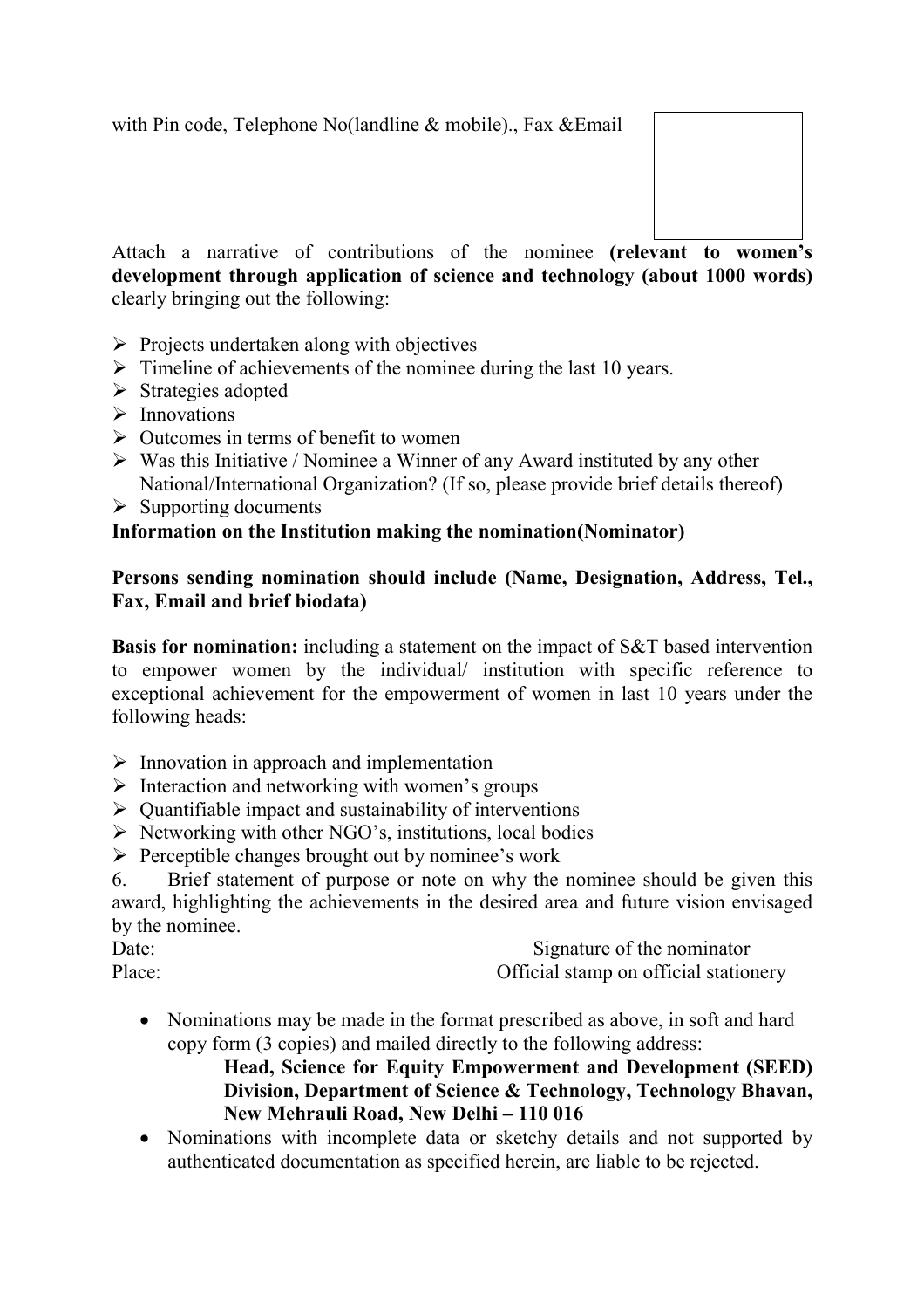with Pin code, Telephone No(landline & mobile)., Fax &Email

Attach a narrative of contributions of the nominee **(relevant to women's development through application of science and technology (about 1000 words)** clearly bringing out the following:

- Projects undertaken along with objectives
- Timeline of achievements of the nominee during the last 10 years.
- Strategies adopted
- Innovations
- Outcomes in terms of benefit to women
- Was this Initiative / Nominee a Winner of any Award instituted by any other National/International Organization? (If so, please provide brief details thereof)
- Supporting documents

**Information on the Institution making the nomination(Nominator)**

**Persons sending nomination should include (Name, Designation, Address, Tel., Fax, Email and brief biodata)**

**Basis for nomination:** including a statement on the impact of S&T based intervention to empower women by the individual/ institution with specific reference to exceptional achievement for the empowerment of women in last 10 years under the following heads:

- Innovation in approach and implementation
- Interaction and networking with women's groups
- Quantifiable impact and sustainability of interventions
- Networking with other NGO's, institutions, local bodies
- Perceptible changes brought out by nominee's work

6. Brief statement of purpose or note on why the nominee should be given this award, highlighting the achievements in the desired area and future vision envisaged by the nominee.

Date: Signature of the nominator

Place: Official stamp on official stationery

- Nominations may be made in the format prescribed as above, in soft and hard copy form (3 copies) and mailed directly to the following address:

  **Head, Science for Equity Empowerment and Development (SEED) Division, Department of Science & Technology, Technology Bhavan, New Mehrauli Road, New Delhi – 110 016**

- Nominations with incomplete data or sketchy details and not supported by authenticated documentation as specified herein, are liable to be rejected.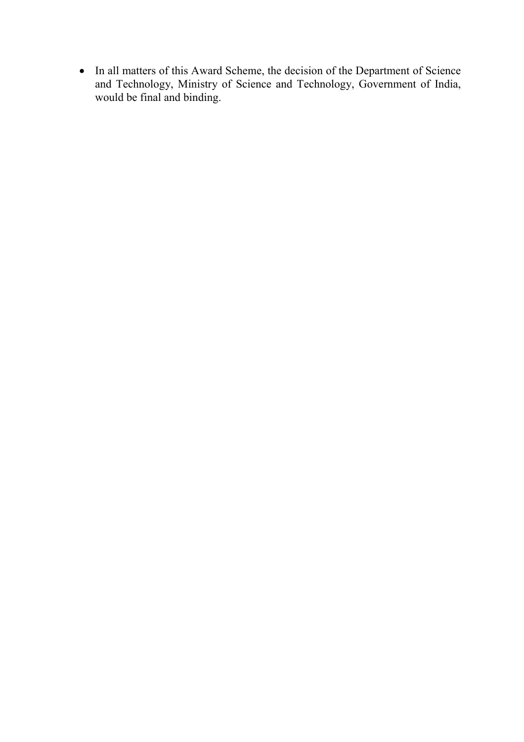- In all matters of this Award Scheme, the decision of the Department of Science and Technology, Ministry of Science and Technology, Government of India, would be final and binding.